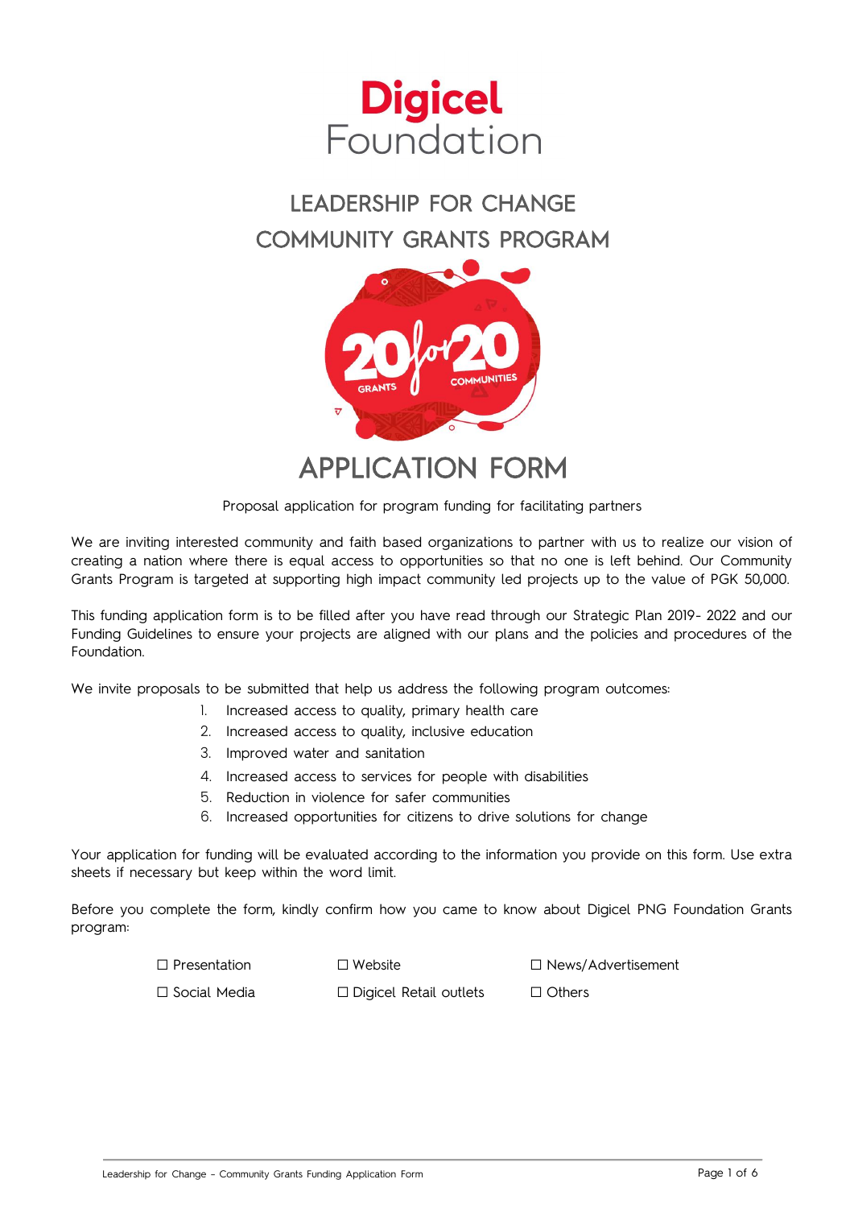# Digicel Foundation

## LEADERSHIP FOR CHANGE
## COMMUNITY GRANTS PROGRAM

20 for 20 GRANTS COMMUNITIES

# APPLICATION FORM

Proposal application for program funding for facilitating partners

We are inviting interested community and faith based organizations to partner with us to realize our vision of creating a nation where there is equal access to opportunities so that no one is left behind. Our Community Grants Program is targeted at supporting high impact community led projects up to the value of PGK 50,000.

This funding application form is to be filled after you have read through our Strategic Plan 2019- 2022 and our Funding Guidelines to ensure your projects are aligned with our plans and the policies and procedures of the Foundation.

We invite proposals to be submitted that help us address the following program outcomes:

1. Increased access to quality, primary health care
2. Increased access to quality, inclusive education
3. Improved water and sanitation
4. Increased access to services for people with disabilities
5. Reduction in violence for safer communities
6. Increased opportunities for citizens to drive solutions for change

Your application for funding will be evaluated according to the information you provide on this form. Use extra sheets if necessary but keep within the word limit.

Before you complete the form, kindly confirm how you came to know about Digicel PNG Foundation Grants program:

| ☐ Presentation | ☐ Website | ☐ News/Advertisement |
|---|---|---|
| ☐ Social Media | ☐ Digicel Retail outlets | ☐ Others |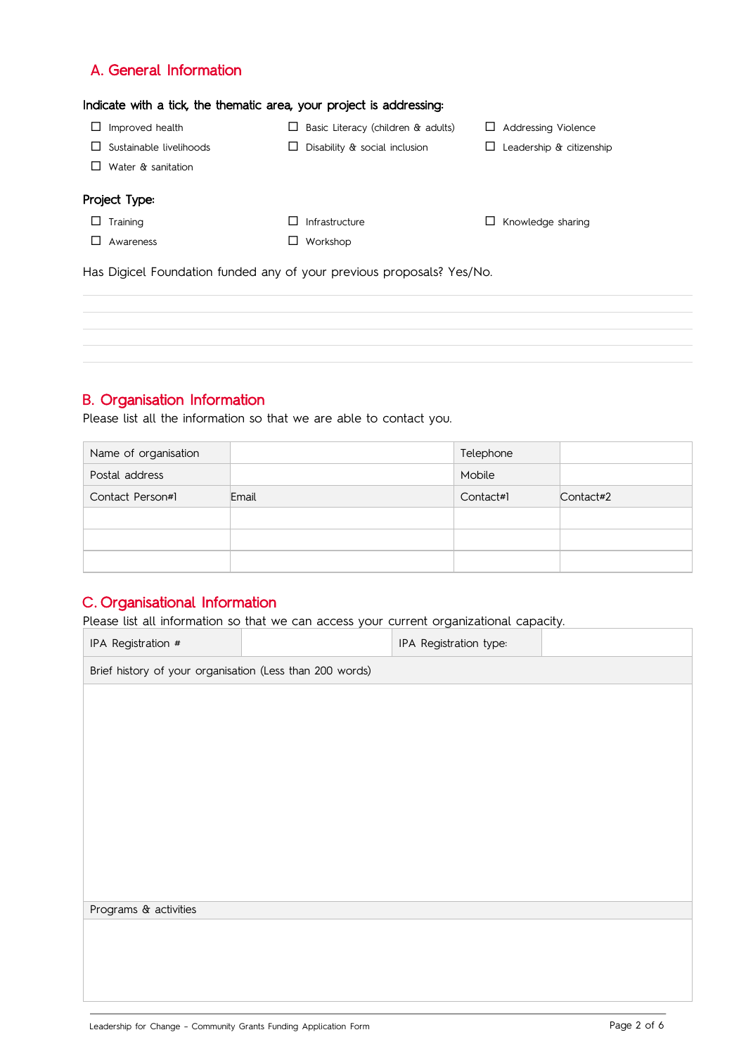## A. General Information

**Indicate with a tick, the thematic area, your project is addressing:**

- ☐ Improved health
- ☐ Sustainable livelihoods
- ☐ Water & sanitation
- ☐ Basic Literacy (children & adults)
- ☐ Disability & social inclusion
- ☐ Addressing Violence
- ☐ Leadership & citizenship

**Project Type:**

- ☐ Training
- ☐ Awareness
- ☐ Infrastructure
- ☐ Workshop
- ☐ Knowledge sharing

Has Digicel Foundation funded any of your previous proposals? Yes/No.

## B. Organisation Information

Please list all the information so that we are able to contact you.

| Name of organisation | | Telephone | |
|---|---|---|---|
| Postal address | | Mobile | |
| Contact Person#1 | Email | Contact#1 | Contact#2 |
| | | | |
| | | | |
| | | | |

## C. Organisational Information

Please list all information so that we can access your current organizational capacity.

| IPA Registration # | | IPA Registration type: | |
|---|---|---|---|
| Brief history of your organisation (Less than 200 words) | | | |
| | | | |
| Programs & activities | | | |
| | | | |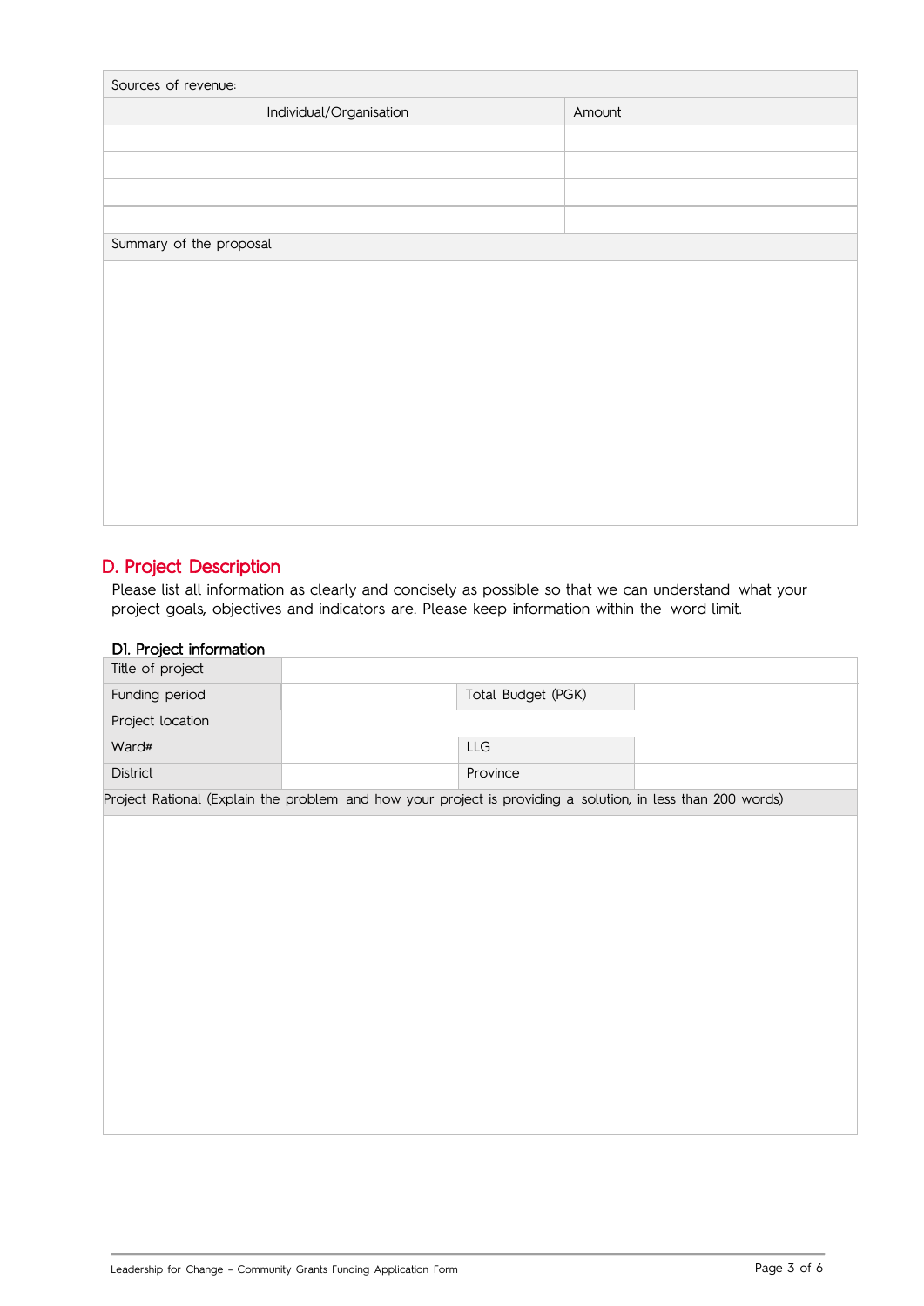| Sources of revenue: | |
|---|---|
| Individual/Organisation | Amount |
| | |
| | |
| | |
| | |

| Summary of the proposal |
|---|
| |

## D. Project Description

Please list all information as clearly and concisely as possible so that we can understand what your project goals, objectives and indicators are. Please keep information within the word limit.

### D1. Project information

| Title of project | | | |
|---|---|---|---|
| Funding period | | Total Budget (PGK) | |
| Project location | | | |
| Ward# | | LLG | |
| District | | Province | |

| Project Rational (Explain the problem and how your project is providing a solution, in less than 200 words) |
|---|
| |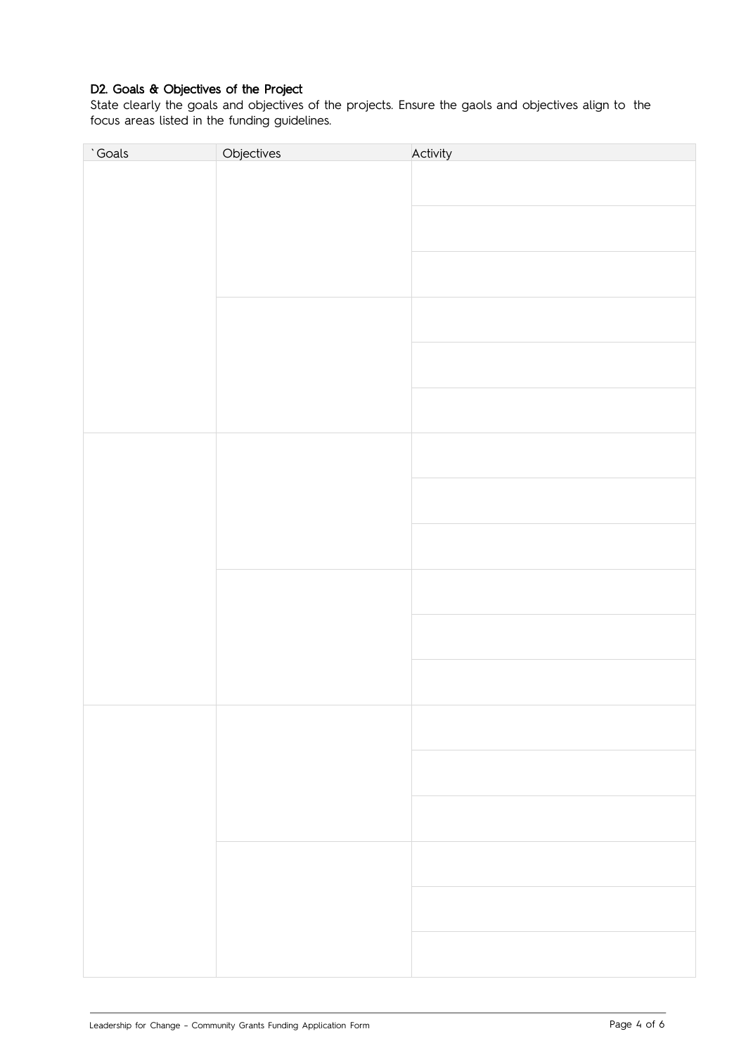### D2. Goals & Objectives of the Project

State clearly the goals and objectives of the projects. Ensure the gaols and objectives align to the focus areas listed in the funding guidelines.

| `Goals | Objectives | Activity |
|---|---|---|
| | | |
| | | |
| | | |
| | | |
| | | |
| | | |
| | | |
| | | |
| | | |
| | | |
| | | |
| | | |
| | | |
| | | |
| | | |
| | | |
| | | |
| | | |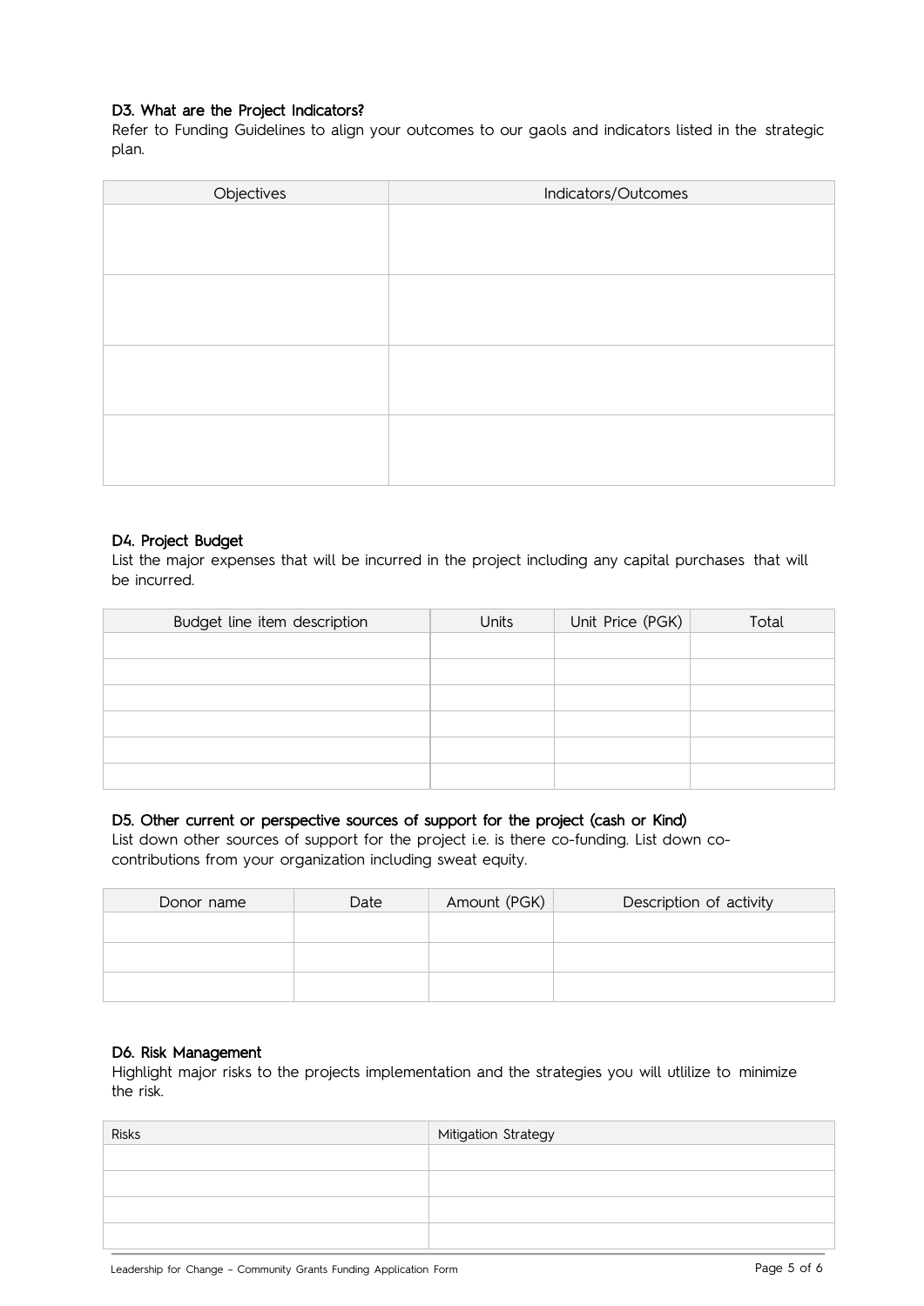### D3. What are the Project Indicators?

Refer to Funding Guidelines to align your outcomes to our gaols and indicators listed in the strategic plan.

| Objectives | Indicators/Outcomes |
|---|---|
| | |
| | |
| | |
| | |

### D4. Project Budget

List the major expenses that will be incurred in the project including any capital purchases that will be incurred.

| Budget line item description | Units | Unit Price (PGK) | Total |
|---|---|---|---|
| | | | |
| | | | |
| | | | |
| | | | |
| | | | |
| | | | |

### D5. Other current or perspective sources of support for the project (cash or Kind)

List down other sources of support for the project i.e. is there co-funding. List down co-contributions from your organization including sweat equity.

| Donor name | Date | Amount (PGK) | Description of activity |
|---|---|---|---|
| | | | |
| | | | |
| | | | |

### D6. Risk Management

Highlight major risks to the projects implementation and the strategies you will utlilize to minimize the risk.

| Risks | Mitigation Strategy |
|---|---|
| | |
| | |
| | |
| | |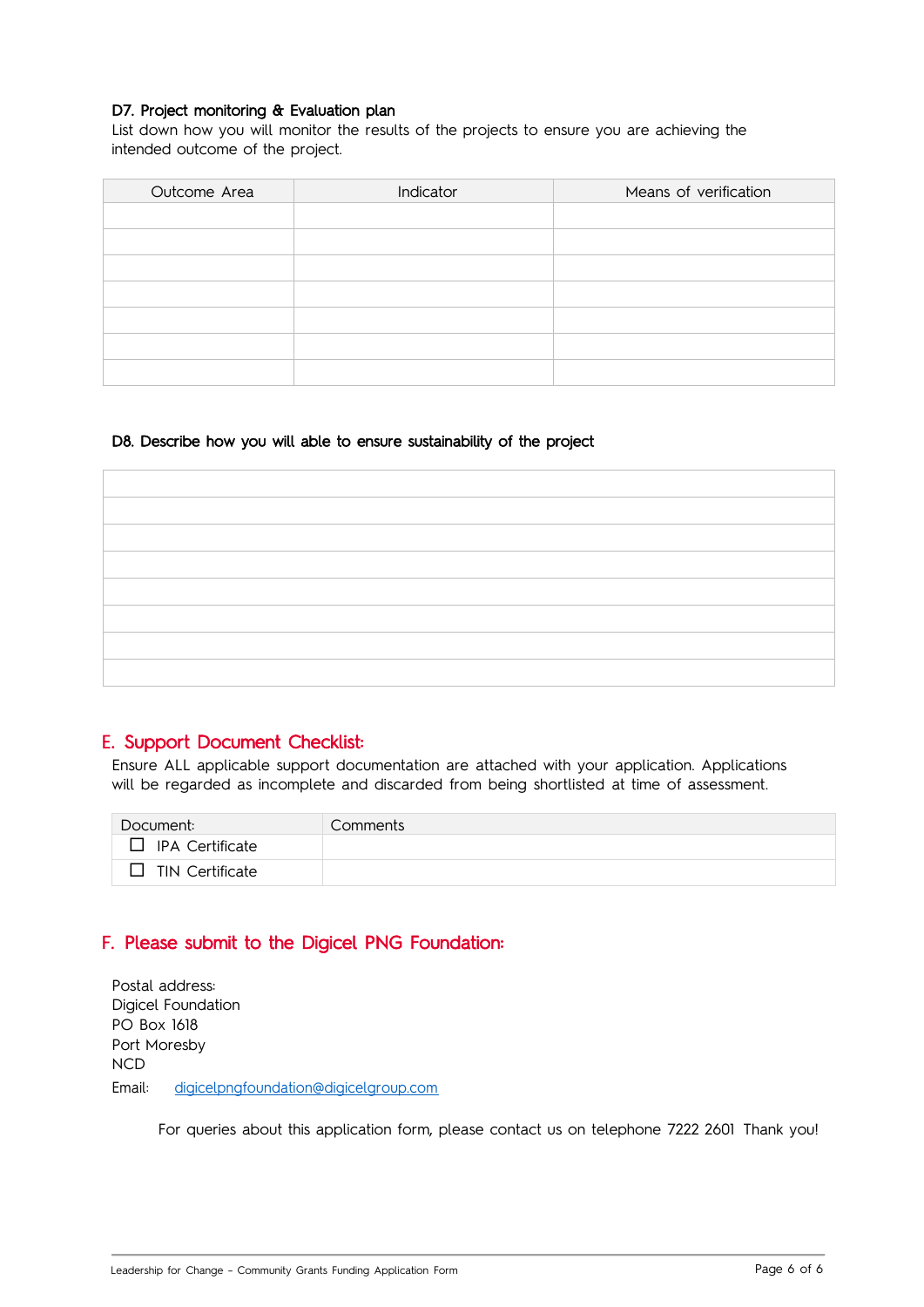**D7. Project monitoring & Evaluation plan**

List down how you will monitor the results of the projects to ensure you are achieving the intended outcome of the project.

| Outcome Area | Indicator | Means of verification |
|---|---|---|
| | | |
| | | |
| | | |
| | | |
| | | |
| | | |
| | | |

**D8. Describe how you will able to ensure sustainability of the project**

| |
|---|
| |
| |
| |
| |
| |
| |
| |

## E. Support Document Checklist:

Ensure ALL applicable support documentation are attached with your application. Applications will be regarded as incomplete and discarded from being shortlisted at time of assessment.

| Document: | Comments |
|---|---|
| ☐ IPA Certificate | |
| ☐ TIN Certificate | |

## F. Please submit to the Digicel PNG Foundation:

Postal address:
Digicel Foundation
PO Box 1618
Port Moresby
NCD

Email: digicelpngfoundation@digicelgroup.com

For queries about this application form, please contact us on telephone 7222 2601 Thank you!